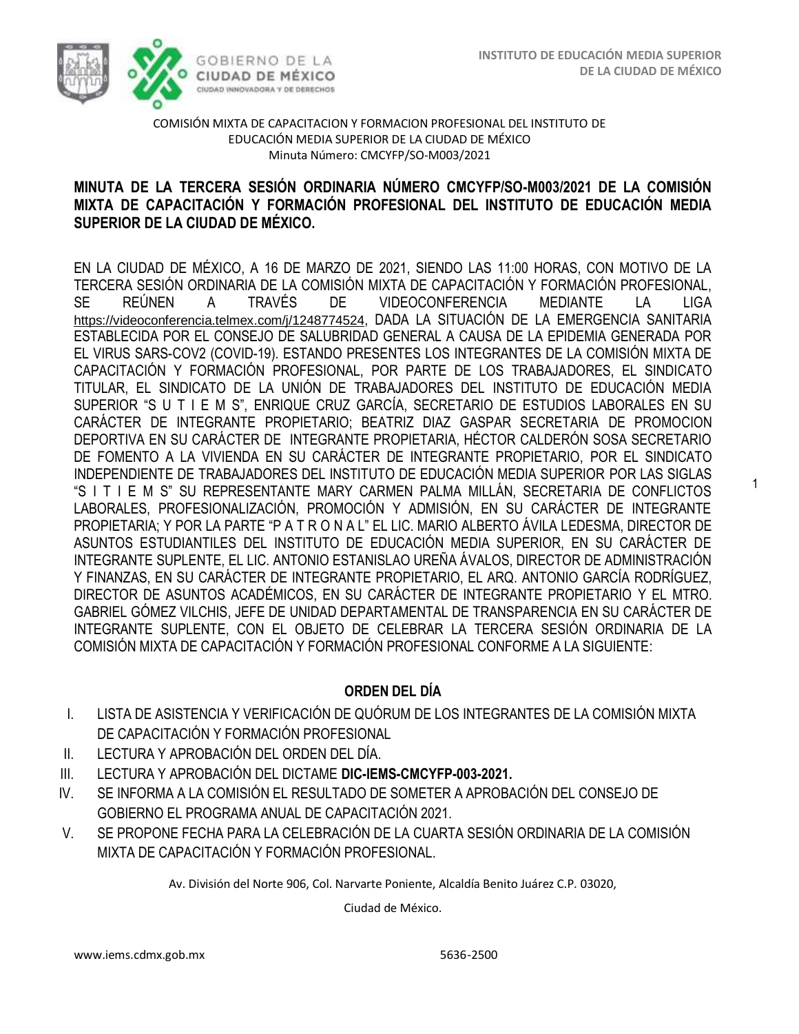COMISIÓN MIXTA DE CAPACITACION Y FORMACION PROFESIONAL DEL INSTITUTO DE EDUCACIÓN MEDIA SUPERIOR DE LA CIUDAD DE MÉXICO
Minuta Número: CMCYFP/SO-M003/2021

**MINUTA DE LA TERCERA SESIÓN ORDINARIA NÚMERO CMCYFP/SO-M003/2021 DE LA COMISIÓN MIXTA DE CAPACITACIÓN Y FORMACIÓN PROFESIONAL DEL INSTITUTO DE EDUCACIÓN MEDIA SUPERIOR DE LA CIUDAD DE MÉXICO.**

EN LA CIUDAD DE MÉXICO, A 16 DE MARZO DE 2021, SIENDO LAS 11:00 HORAS, CON MOTIVO DE LA TERCERA SESIÓN ORDINARIA DE LA COMISIÓN MIXTA DE CAPACITACIÓN Y FORMACIÓN PROFESIONAL, SE REÚNEN A TRAVÉS DE VIDEOCONFERENCIA MEDIANTE LA LIGA https://videoconferencia.telmex.com/j/1248774524, DADA LA SITUACIÓN DE LA EMERGENCIA SANITARIA ESTABLECIDA POR EL CONSEJO DE SALUBRIDAD GENERAL A CAUSA DE LA EPIDEMIA GENERADA POR EL VIRUS SARS-COV2 (COVID-19). ESTANDO PRESENTES LOS INTEGRANTES DE LA COMISIÓN MIXTA DE CAPACITACIÓN Y FORMACIÓN PROFESIONAL, POR PARTE DE LOS TRABAJADORES, EL SINDICATO TITULAR, EL SINDICATO DE LA UNIÓN DE TRABAJADORES DEL INSTITUTO DE EDUCACIÓN MEDIA SUPERIOR "S U T I E M S", ENRIQUE CRUZ GARCÍA, SECRETARIO DE ESTUDIOS LABORALES EN SU CARÁCTER DE INTEGRANTE PROPIETARIO; BEATRIZ DIAZ GASPAR SECRETARIA DE PROMOCION DEPORTIVA EN SU CARÁCTER DE INTEGRANTE PROPIETARIA, HÉCTOR CALDERÓN SOSA SECRETARIO DE FOMENTO A LA VIVIENDA EN SU CARÁCTER DE INTEGRANTE PROPIETARIO, POR EL SINDICATO INDEPENDIENTE DE TRABAJADORES DEL INSTITUTO DE EDUCACIÓN MEDIA SUPERIOR POR LAS SIGLAS "S I T I E M S" SU REPRESENTANTE MARY CARMEN PALMA MILLÁN, SECRETARIA DE CONFLICTOS LABORALES, PROFESIONALIZACIÓN, PROMOCIÓN Y ADMISIÓN, EN SU CARÁCTER DE INTEGRANTE PROPIETARIA; Y POR LA PARTE "P A T R O N A L" EL LIC. MARIO ALBERTO ÁVILA LEDESMA, DIRECTOR DE ASUNTOS ESTUDIANTILES DEL INSTITUTO DE EDUCACIÓN MEDIA SUPERIOR, EN SU CARÁCTER DE INTEGRANTE SUPLENTE, EL LIC. ANTONIO ESTANISLAO UREÑA ÁVALOS, DIRECTOR DE ADMINISTRACIÓN Y FINANZAS, EN SU CARÁCTER DE INTEGRANTE PROPIETARIO, EL ARQ. ANTONIO GARCÍA RODRÍGUEZ, DIRECTOR DE ASUNTOS ACADÉMICOS, EN SU CARÁCTER DE INTEGRANTE PROPIETARIO Y EL MTRO. GABRIEL GÓMEZ VILCHIS, JEFE DE UNIDAD DEPARTAMENTAL DE TRANSPARENCIA EN SU CARÁCTER DE INTEGRANTE SUPLENTE, CON EL OBJETO DE CELEBRAR LA TERCERA SESIÓN ORDINARIA DE LA COMISIÓN MIXTA DE CAPACITACIÓN Y FORMACIÓN PROFESIONAL CONFORME A LA SIGUIENTE:

## ORDEN DEL DÍA

I. LISTA DE ASISTENCIA Y VERIFICACIÓN DE QUÓRUM DE LOS INTEGRANTES DE LA COMISIÓN MIXTA DE CAPACITACIÓN Y FORMACIÓN PROFESIONAL
II. LECTURA Y APROBACIÓN DEL ORDEN DEL DÍA.
III. LECTURA Y APROBACIÓN DEL DICTAME **DIC-IEMS-CMCYFP-003-2021.**
IV. SE INFORMA A LA COMISIÓN EL RESULTADO DE SOMETER A APROBACIÓN DEL CONSEJO DE GOBIERNO EL PROGRAMA ANUAL DE CAPACITACIÓN 2021.
V. SE PROPONE FECHA PARA LA CELEBRACIÓN DE LA CUARTA SESIÓN ORDINARIA DE LA COMISIÓN MIXTA DE CAPACITACIÓN Y FORMACIÓN PROFESIONAL.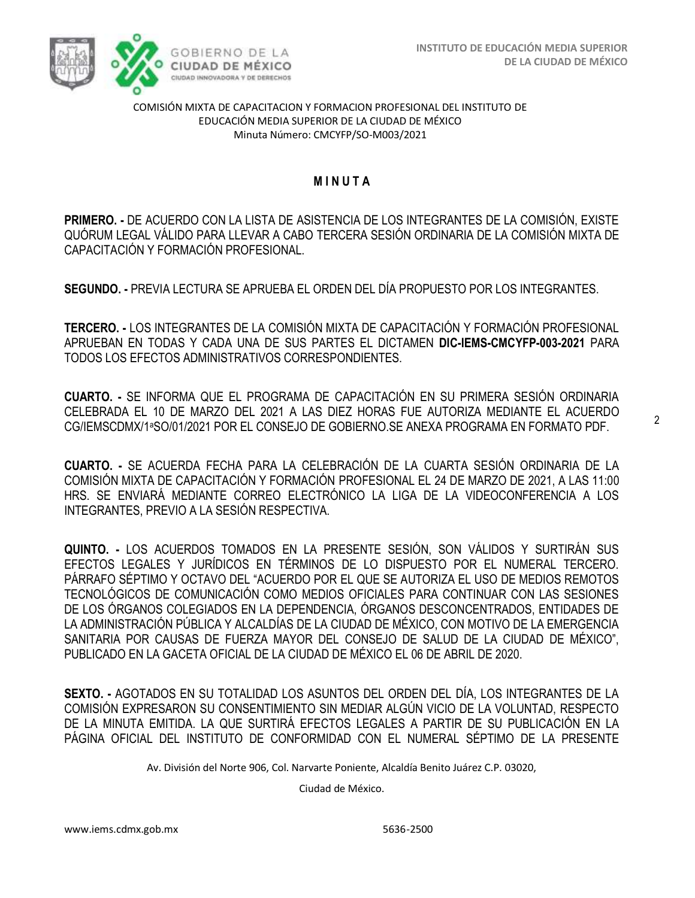COMISIÓN MIXTA DE CAPACITACION Y FORMACION PROFESIONAL DEL INSTITUTO DE EDUCACIÓN MEDIA SUPERIOR DE LA CIUDAD DE MÉXICO
Minuta Número: CMCYFP/SO-M003/2021

# M I N U T A

**PRIMERO. -** DE ACUERDO CON LA LISTA DE ASISTENCIA DE LOS INTEGRANTES DE LA COMISIÓN, EXISTE QUÓRUM LEGAL VÁLIDO PARA LLEVAR A CABO TERCERA SESIÓN ORDINARIA DE LA COMISIÓN MIXTA DE CAPACITACIÓN Y FORMACIÓN PROFESIONAL.

**SEGUNDO. -** PREVIA LECTURA SE APRUEBA EL ORDEN DEL DÍA PROPUESTO POR LOS INTEGRANTES.

**TERCERO. -** LOS INTEGRANTES DE LA COMISIÓN MIXTA DE CAPACITACIÓN Y FORMACIÓN PROFESIONAL APRUEBAN EN TODAS Y CADA UNA DE SUS PARTES EL DICTAMEN **DIC-IEMS-CMCYFP-003-2021** PARA TODOS LOS EFECTOS ADMINISTRATIVOS CORRESPONDIENTES.

**CUARTO. -** SE INFORMA QUE EL PROGRAMA DE CAPACITACIÓN EN SU PRIMERA SESIÓN ORDINARIA CELEBRADA EL 10 DE MARZO DEL 2021 A LAS DIEZ HORAS FUE AUTORIZA MEDIANTE EL ACUERDO CG/IEMSCDMX/1ªSO/01/2021 POR EL CONSEJO DE GOBIERNO.SE ANEXA PROGRAMA EN FORMATO PDF.

**CUARTO. -** SE ACUERDA FECHA PARA LA CELEBRACIÓN DE LA CUARTA SESIÓN ORDINARIA DE LA COMISIÓN MIXTA DE CAPACITACIÓN Y FORMACIÓN PROFESIONAL EL 24 DE MARZO DE 2021, A LAS 11:00 HRS. SE ENVIARÁ MEDIANTE CORREO ELECTRÓNICO LA LIGA DE LA VIDEOCONFERENCIA A LOS INTEGRANTES, PREVIO A LA SESIÓN RESPECTIVA.

**QUINTO. -** LOS ACUERDOS TOMADOS EN LA PRESENTE SESIÓN, SON VÁLIDOS Y SURTIRÁN SUS EFECTOS LEGALES Y JURÍDICOS EN TÉRMINOS DE LO DISPUESTO POR EL NUMERAL TERCERO. PÁRRAFO SÉPTIMO Y OCTAVO DEL "ACUERDO POR EL QUE SE AUTORIZA EL USO DE MEDIOS REMOTOS TECNOLÓGICOS DE COMUNICACIÓN COMO MEDIOS OFICIALES PARA CONTINUAR CON LAS SESIONES DE LOS ÓRGANOS COLEGIADOS EN LA DEPENDENCIA, ÓRGANOS DESCONCENTRADOS, ENTIDADES DE LA ADMINISTRACIÓN PÚBLICA Y ALCALDÍAS DE LA CIUDAD DE MÉXICO, CON MOTIVO DE LA EMERGENCIA SANITARIA POR CAUSAS DE FUERZA MAYOR DEL CONSEJO DE SALUD DE LA CIUDAD DE MÉXICO", PUBLICADO EN LA GACETA OFICIAL DE LA CIUDAD DE MÉXICO EL 06 DE ABRIL DE 2020.

**SEXTO. -** AGOTADOS EN SU TOTALIDAD LOS ASUNTOS DEL ORDEN DEL DÍA, LOS INTEGRANTES DE LA COMISIÓN EXPRESARON SU CONSENTIMIENTO SIN MEDIAR ALGÚN VICIO DE LA VOLUNTAD, RESPECTO DE LA MINUTA EMITIDA. LA QUE SURTIRÁ EFECTOS LEGALES A PARTIR DE SU PUBLICACIÓN EN LA PÁGINA OFICIAL DEL INSTITUTO DE CONFORMIDAD CON EL NUMERAL SÉPTIMO DE LA PRESENTE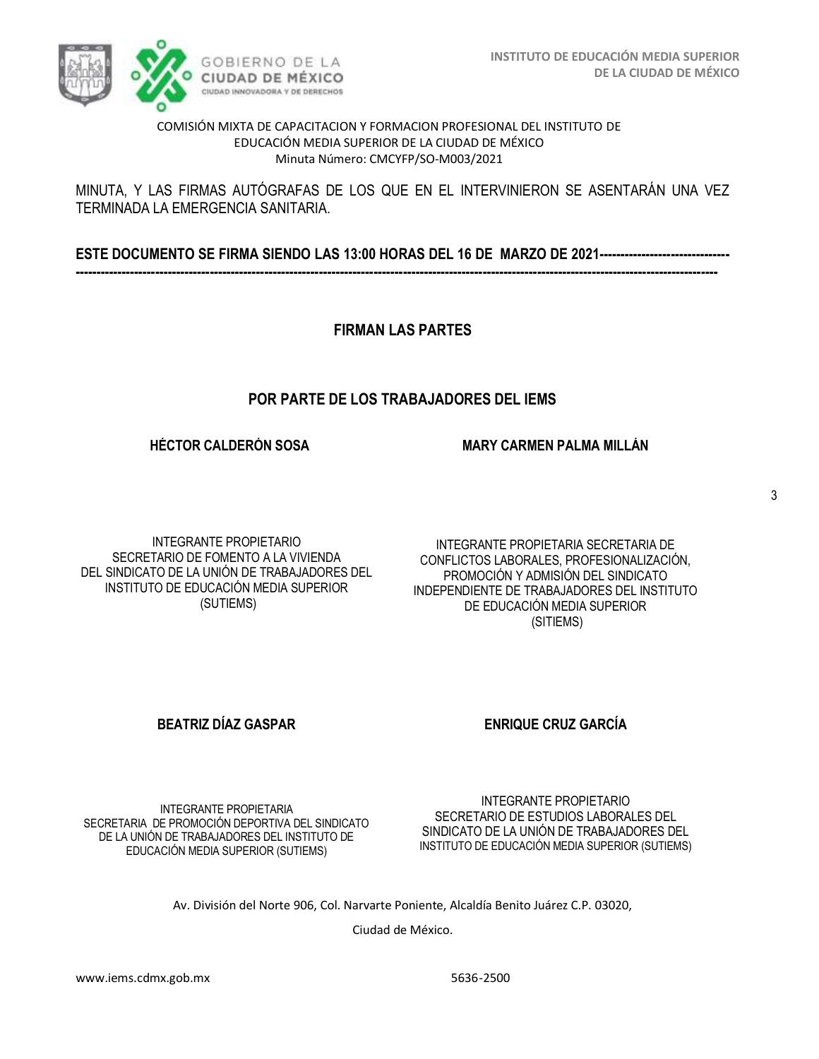COMISIÓN MIXTA DE CAPACITACION Y FORMACION PROFESIONAL DEL INSTITUTO DE EDUCACIÓN MEDIA SUPERIOR DE LA CIUDAD DE MÉXICO
Minuta Número: CMCYFP/SO-M003/2021

MINUTA, Y LAS FIRMAS AUTÓGRAFAS DE LOS QUE EN EL INTERVINIERON SE ASENTARÁN UNA VEZ TERMINADA LA EMERGENCIA SANITARIA.

**ESTE DOCUMENTO SE FIRMA SIENDO LAS 13:00 HORAS DEL 16 DE MARZO DE 2021------------------------------**
**-----------------------------------------------------------------------------------------------------------------------------------------------**

**FIRMAN LAS PARTES**

**POR PARTE DE LOS TRABAJADORES DEL IEMS**

**HÉCTOR CALDERÓN SOSA**

INTEGRANTE PROPIETARIO
SECRETARIO DE FOMENTO A LA VIVIENDA
DEL SINDICATO DE LA UNIÓN DE TRABAJADORES DEL INSTITUTO DE EDUCACIÓN MEDIA SUPERIOR
(SUTIEMS)

**MARY CARMEN PALMA MILLÁN**

INTEGRANTE PROPIETARIA SECRETARIA DE CONFLICTOS LABORALES, PROFESIONALIZACIÓN, PROMOCIÓN Y ADMISIÓN DEL SINDICATO INDEPENDIENTE DE TRABAJADORES DEL INSTITUTO DE EDUCACIÓN MEDIA SUPERIOR
(SITIEMS)

**BEATRIZ DÍAZ GASPAR**

INTEGRANTE PROPIETARIA
SECRETARIA DE PROMOCIÓN DEPORTIVA DEL SINDICATO DE LA UNIÓN DE TRABAJADORES DEL INSTITUTO DE EDUCACIÓN MEDIA SUPERIOR (SUTIEMS)

**ENRIQUE CRUZ GARCÍA**

INTEGRANTE PROPIETARIO
SECRETARIO DE ESTUDIOS LABORALES DEL SINDICATO DE LA UNIÓN DE TRABAJADORES DEL INSTITUTO DE EDUCACIÓN MEDIA SUPERIOR (SUTIEMS)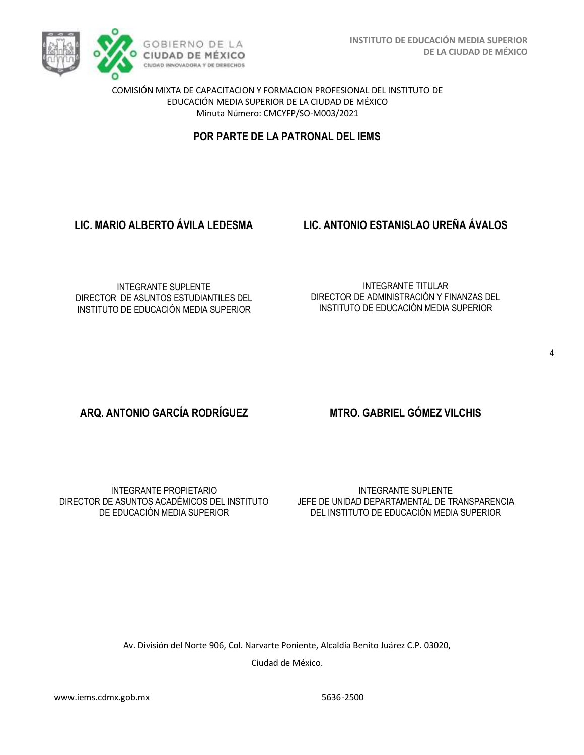COMISIÓN MIXTA DE CAPACITACION Y FORMACION PROFESIONAL DEL INSTITUTO DE EDUCACIÓN MEDIA SUPERIOR DE LA CIUDAD DE MÉXICO
Minuta Número: CMCYFP/SO-M003/2021

## POR PARTE DE LA PATRONAL DEL IEMS

**LIC. MARIO ALBERTO ÁVILA LEDESMA**

INTEGRANTE SUPLENTE
DIRECTOR DE ASUNTOS ESTUDIANTILES DEL INSTITUTO DE EDUCACIÓN MEDIA SUPERIOR

**LIC. ANTONIO ESTANISLAO UREÑA ÁVALOS**

INTEGRANTE TITULAR
DIRECTOR DE ADMINISTRACIÓN Y FINANZAS DEL INSTITUTO DE EDUCACIÓN MEDIA SUPERIOR

**ARQ. ANTONIO GARCÍA RODRÍGUEZ**

INTEGRANTE PROPIETARIO
DIRECTOR DE ASUNTOS ACADÉMICOS DEL INSTITUTO DE EDUCACIÓN MEDIA SUPERIOR

**MTRO. GABRIEL GÓMEZ VILCHIS**

INTEGRANTE SUPLENTE
JEFE DE UNIDAD DEPARTAMENTAL DE TRANSPARENCIA DEL INSTITUTO DE EDUCACIÓN MEDIA SUPERIOR